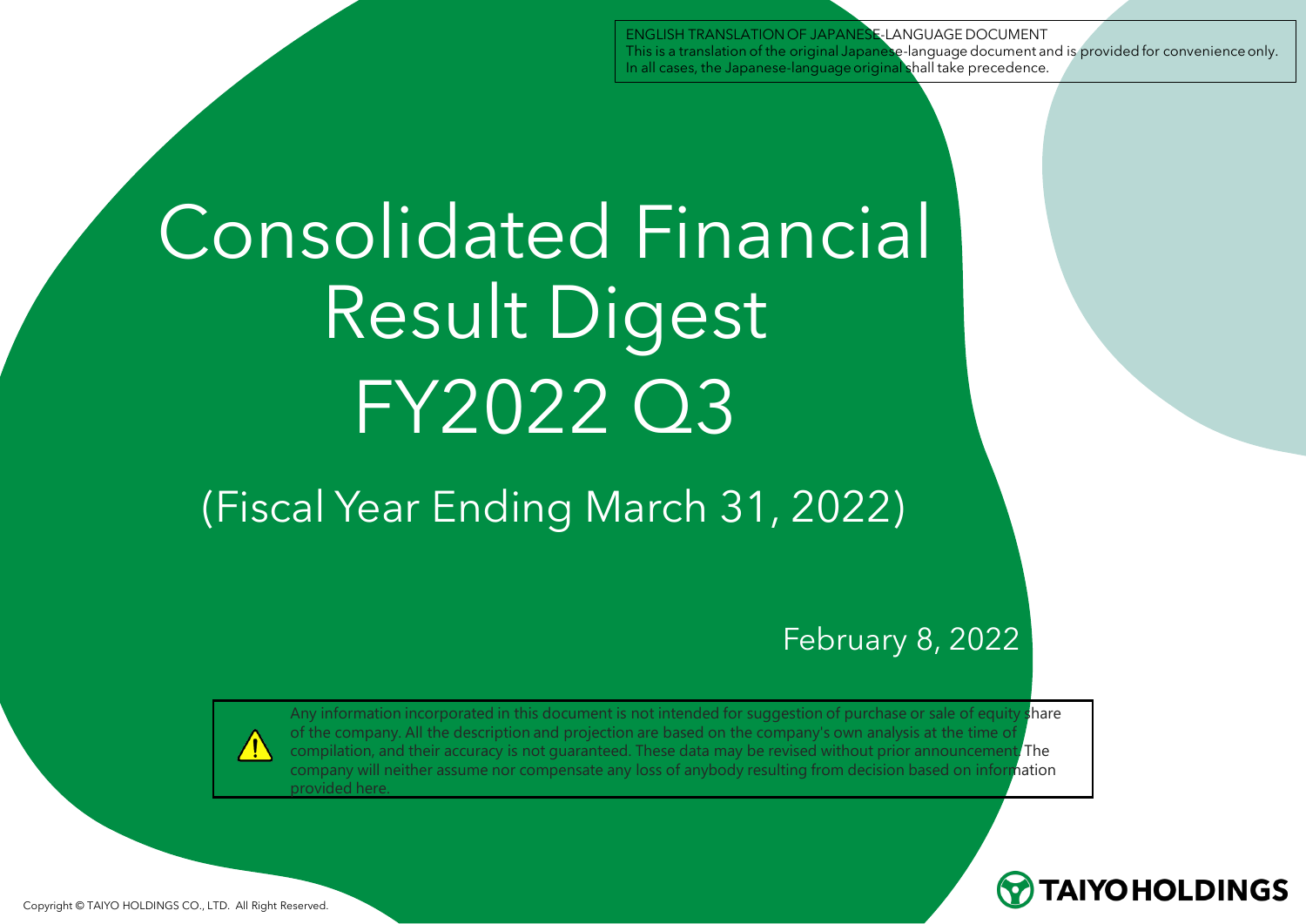ENGLISH TRANSLATION OF JAPANESE-LANGUAGE DOCUMENT
This is a translation of the original Japanese-language document and is provided for convenience only.
In all cases, the Japanese-language original shall take precedence.

# Consolidated Financial Result Digest FY2022 Q3

## (Fiscal Year Ending March 31, 2022)

February 8, 2022

Any information incorporated in this document is not intended for suggestion of purchase or sale of equity share of the company. All the description and projection are based on the company's own analysis at the time of compilation, and their accuracy is not guaranteed. These data may be revised without prior announcement. The company will neither assume nor compensate any loss of anybody resulting from decision based on information provided here.

TAIYO HOLDINGS

Copyright © TAIYO HOLDINGS CO., LTD. All Right Reserved.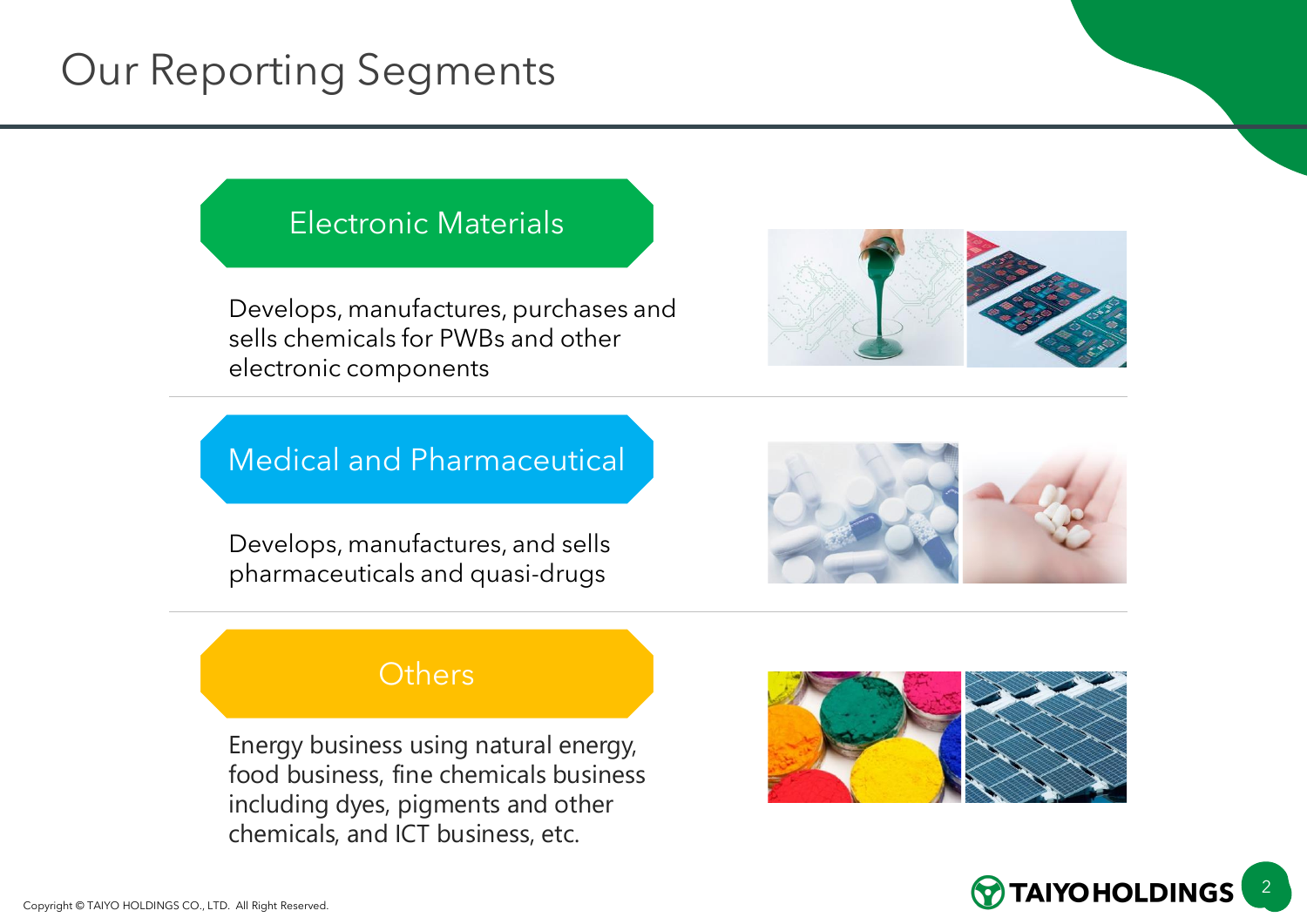# Our Reporting Segments

## Electronic Materials

Develops, manufactures, purchases and sells chemicals for PWBs and other electronic components

## Medical and Pharmaceutical

Develops, manufactures, and sells pharmaceuticals and quasi-drugs

## Others

Energy business using natural energy, food business, fine chemicals business including dyes, pigments and other chemicals, and ICT business, etc.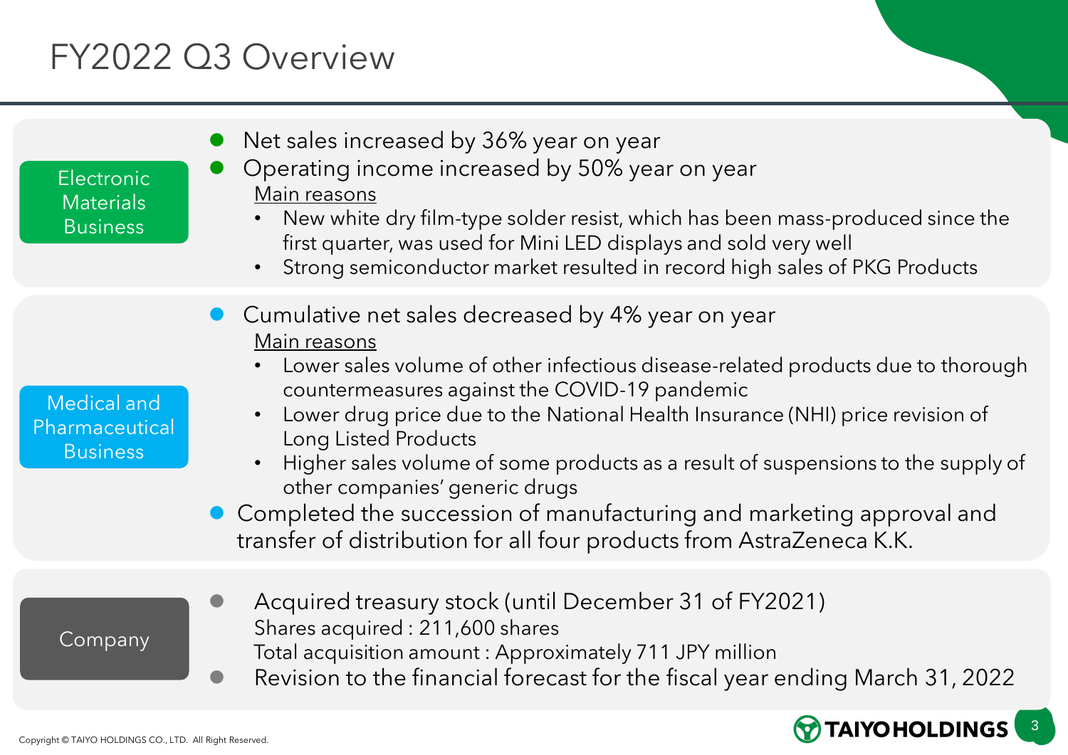# FY2022 Q3 Overview

## Electronic Materials Business

- Net sales increased by 36% year on year
- Operating income increased by 50% year on year

  Main reasons
  - New white dry film-type solder resist, which has been mass-produced since the first quarter, was used for Mini LED displays and sold very well
  - Strong semiconductor market resulted in record high sales of PKG Products

## Medical and Pharmaceutical Business

- Cumulative net sales decreased by 4% year on year

  Main reasons
  - Lower sales volume of other infectious disease-related products due to thorough countermeasures against the COVID-19 pandemic
  - Lower drug price due to the National Health Insurance (NHI) price revision of Long Listed Products
  - Higher sales volume of some products as a result of suspensions to the supply of other companies' generic drugs
- Completed the succession of manufacturing and marketing approval and transfer of distribution for all four products from AstraZeneca K.K.

## Company

- Acquired treasury stock (until December 31 of FY2021)

  Shares acquired : 211,600 shares

  Total acquisition amount : Approximately 711 JPY million
- Revision to the financial forecast for the fiscal year ending March 31, 2022

Copyright © TAIYO HOLDINGS CO., LTD. All Right Reserved.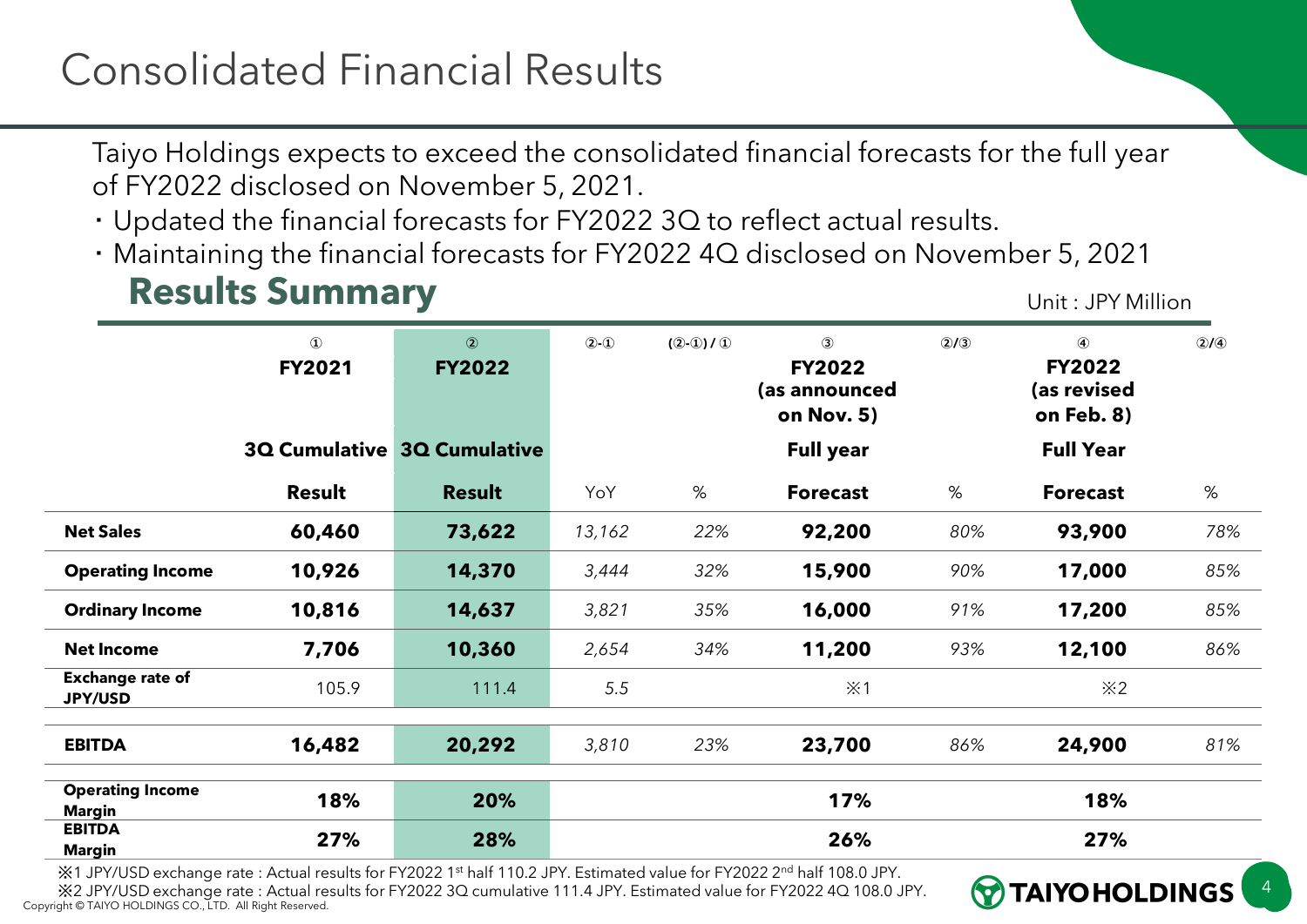# Consolidated Financial Results

Taiyo Holdings expects to exceed the consolidated financial forecasts for the full year of FY2022 disclosed on November 5, 2021.

- Updated the financial forecasts for FY2022 3Q to reflect actual results.
- Maintaining the financial forecasts for FY2022 4Q disclosed on November 5, 2021

## Results Summary

Unit : JPY Million

| | ① FY2021 3Q Cumulative Result | ② FY2022 3Q Cumulative Result | ②-① YoY | (②-①) / ① % | ③ FY2022 (as announced on Nov. 5) Full year Forecast | ②/③ % | ④ FY2022 (as revised on Feb. 8) Full Year Forecast | ②/④ % |
|---|---|---|---|---|---|---|---|---|
| **Net Sales** | **60,460** | **73,622** | *13,162* | *22%* | **92,200** | *80%* | **93,900** | *78%* |
| **Operating Income** | **10,926** | **14,370** | *3,444* | *32%* | **15,900** | *90%* | **17,000** | *85%* |
| **Ordinary Income** | **10,816** | **14,637** | *3,821* | *35%* | **16,000** | *91%* | **17,200** | *85%* |
| **Net Income** | **7,706** | **10,360** | *2,654* | *34%* | **11,200** | *93%* | **12,100** | *86%* |
| **Exchange rate of JPY/USD** | 105.9 | 111.4 | *5.5* | | ※1 | | ※2 | |
| **EBITDA** | **16,482** | **20,292** | *3,810* | *23%* | **23,700** | *86%* | **24,900** | *81%* |
| **Operating Income Margin** | **18%** | **20%** | | | **17%** | | **18%** | |
| **EBITDA Margin** | **27%** | **28%** | | | **26%** | | **27%** | |

※1 JPY/USD exchange rate : Actual results for FY2022 1st half 110.2 JPY. Estimated value for FY2022 2nd half 108.0 JPY.

※2 JPY/USD exchange rate : Actual results for FY2022 3Q cumulative 111.4 JPY. Estimated value for FY2022 4Q 108.0 JPY.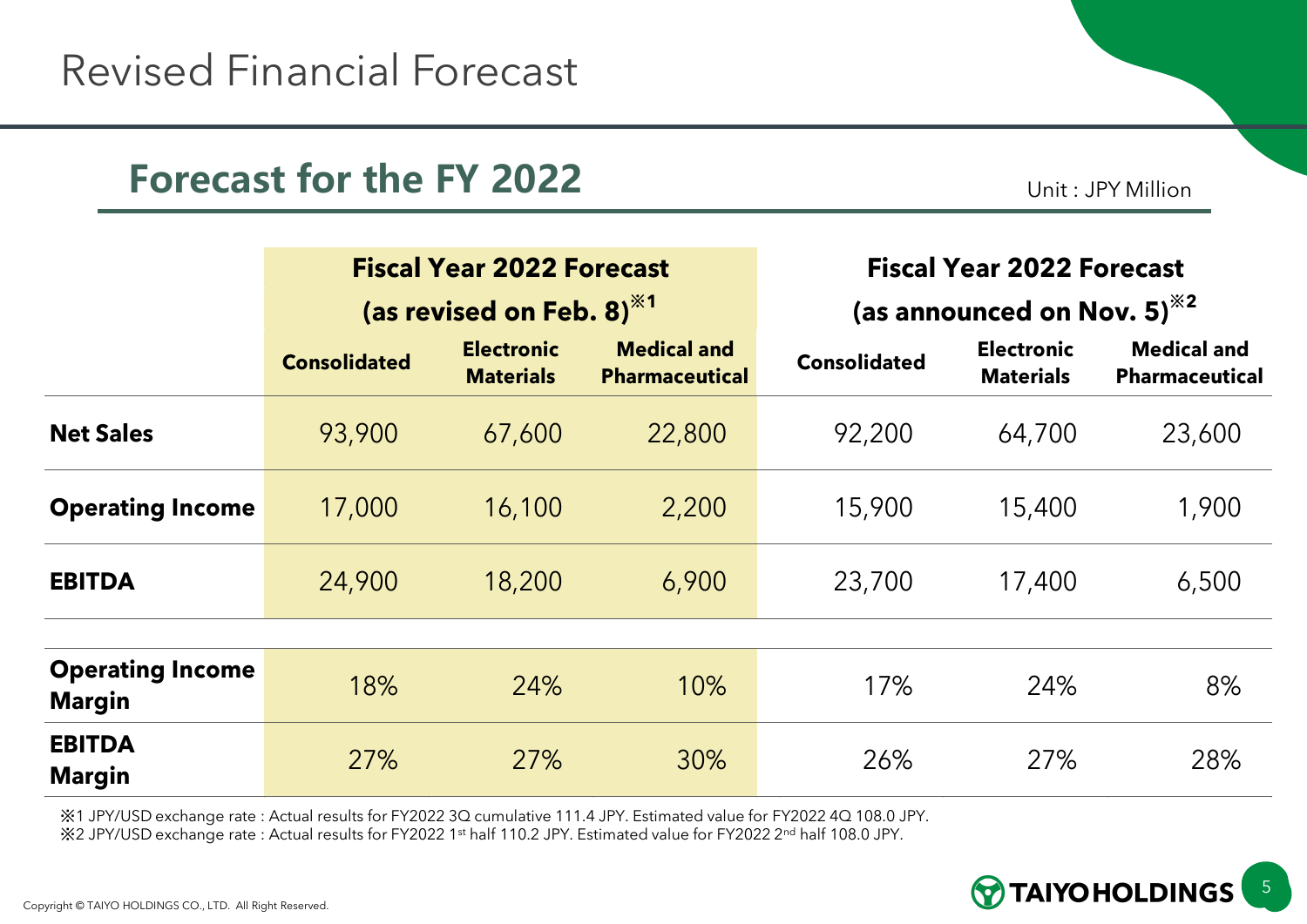# Revised Financial Forecast

## Forecast for the FY 2022

Unit : JPY Million

| | Fiscal Year 2022 Forecast (as revised on Feb. 8)※1 | | | Fiscal Year 2022 Forecast (as announced on Nov. 5)※2 | | |
|---|---|---|---|---|---|---|
| | Consolidated | Electronic Materials | Medical and Pharmaceutical | Consolidated | Electronic Materials | Medical and Pharmaceutical |
| **Net Sales** | 93,900 | 67,600 | 22,800 | 92,200 | 64,700 | 23,600 |
| **Operating Income** | 17,000 | 16,100 | 2,200 | 15,900 | 15,400 | 1,900 |
| **EBITDA** | 24,900 | 18,200 | 6,900 | 23,700 | 17,400 | 6,500 |
| **Operating Income Margin** | 18% | 24% | 10% | 17% | 24% | 8% |
| **EBITDA Margin** | 27% | 27% | 30% | 26% | 27% | 28% |

※1 JPY/USD exchange rate : Actual results for FY2022 3Q cumulative 111.4 JPY. Estimated value for FY2022 4Q 108.0 JPY.
※2 JPY/USD exchange rate : Actual results for FY2022 1st half 110.2 JPY. Estimated value for FY2022 2nd half 108.0 JPY.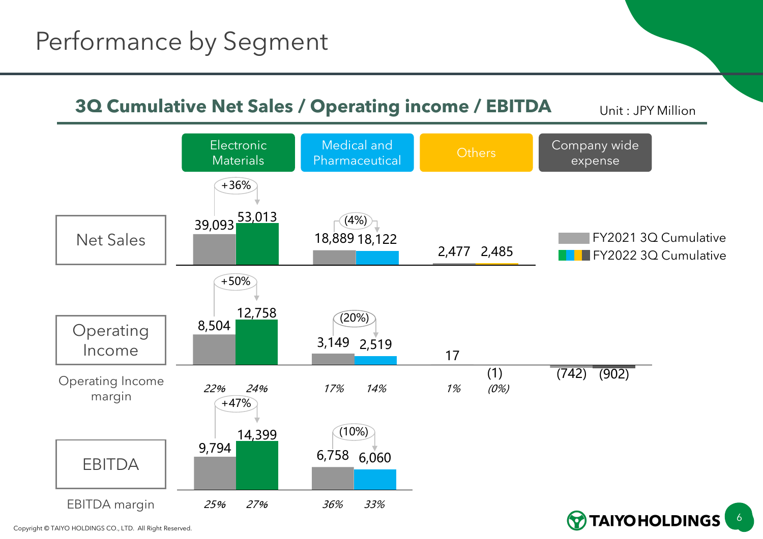# Performance by Segment

## 3Q Cumulative Net Sales / Operating income / EBITDA

Unit : JPY Million

| | Electronic Materials FY2021 3Q Cumulative | Electronic Materials FY2022 3Q Cumulative | Change | Medical and Pharmaceutical FY2021 3Q Cumulative | Medical and Pharmaceutical FY2022 3Q Cumulative | Change | Others FY2021 3Q Cumulative | Others FY2022 3Q Cumulative | Company wide expense FY2021 3Q Cumulative | Company wide expense FY2022 3Q Cumulative |
|---|---|---|---|---|---|---|---|---|---|---|
| Net Sales | 39,093 | 53,013 | +36% | 18,889 | 18,122 | (4%) | 2,477 | 2,485 | | |
| Operating Income | 8,504 | 12,758 | +50% | 3,149 | 2,519 | (20%) | 17 | (1) | (742) | (902) |
| Operating Income margin | 22% | 24% | | 17% | 14% | | 1% | (0%) | | |
| EBITDA | 9,794 | 14,399 | +47% | 6,758 | 6,060 | (10%) | | | | |
| EBITDA margin | 25% | 27% | | 36% | 33% | | | | | |

Copyright © TAIYO HOLDINGS CO., LTD. All Right Reserved.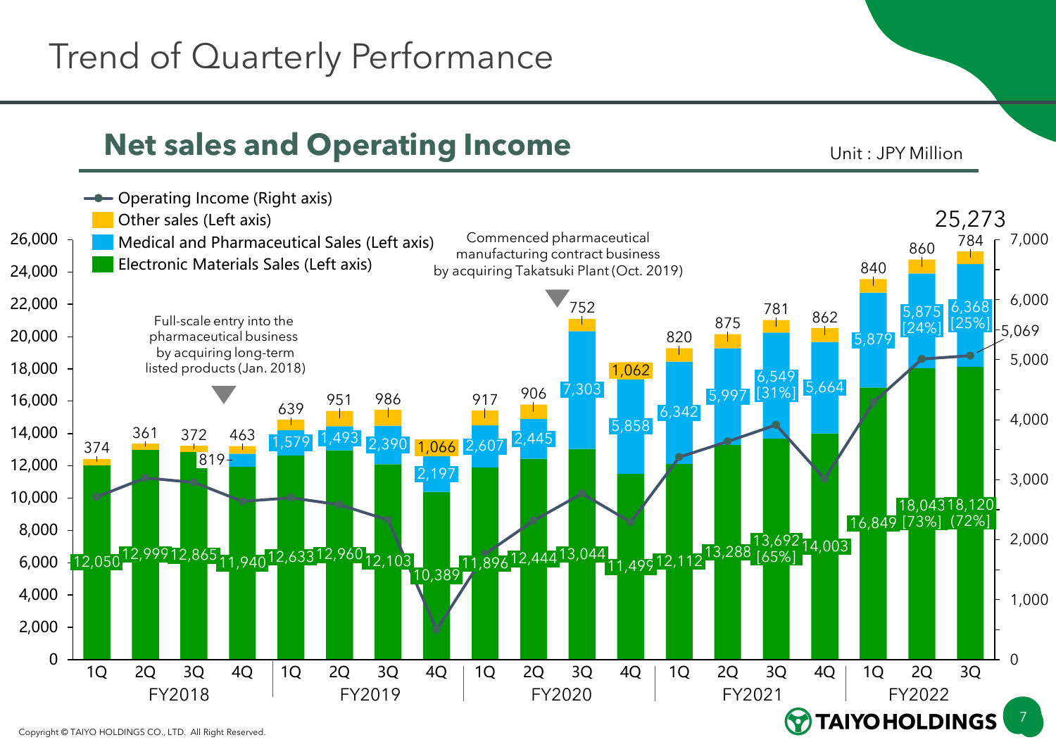# Trend of Quarterly Performance

## Net sales and Operating Income

Unit : JPY Million

| Fiscal Year | Quarter | Electronic Materials Sales (Left axis) | Medical and Pharmaceutical Sales (Left axis) | Other sales (Left axis) |
|---|---|---|---|---|
| FY2018 | 1Q | 12,050 | | 374 |
| FY2018 | 2Q | 12,999 | | 361 |
| FY2018 | 3Q | 12,865 | | 372 |
| FY2018 | 4Q | 11,940 | 819 | 463 |
| FY2019 | 1Q | 12,633 | 1,579 | 639 |
| FY2019 | 2Q | 12,960 | 1,493 | 951 |
| FY2019 | 3Q | 12,103 | 2,390 | 986 |
| FY2019 | 4Q | 10,389 | 2,197 | 1,066 |
| FY2020 | 1Q | 11,896 | 2,607 | 917 |
| FY2020 | 2Q | 12,444 | 2,445 | 906 |
| FY2020 | 3Q | 13,044 | 7,303 | 752 |
| FY2020 | 4Q | 11,499 | 5,858 | 1,062 |
| FY2021 | 1Q | 12,112 | 6,342 | 820 |
| FY2021 | 2Q | 13,288 | 5,997 | 875 |
| FY2021 | 3Q | 13,692 [65%] | 6,549 [31%] | 781 |
| FY2021 | 4Q | 14,003 | 5,664 | 862 |
| FY2022 | 1Q | 16,849 | 5,879 | 840 |
| FY2022 | 2Q | 18,043 [73%] | 5,875 [24%] | 860 |
| FY2022 | 3Q | 18,120 (72%) | 6,368 [25%] | 784 |

FY2022 3Q total: 25,273

Operating Income (Right axis): FY2022 3Q 5,069

Full-scale entry into the pharmaceutical business by acquiring long-term listed products (Jan. 2018)

Commenced pharmaceutical manufacturing contract business by acquiring Takatsuki Plant (Oct. 2019)

Copyright © TAIYO HOLDINGS CO., LTD. All Right Reserved.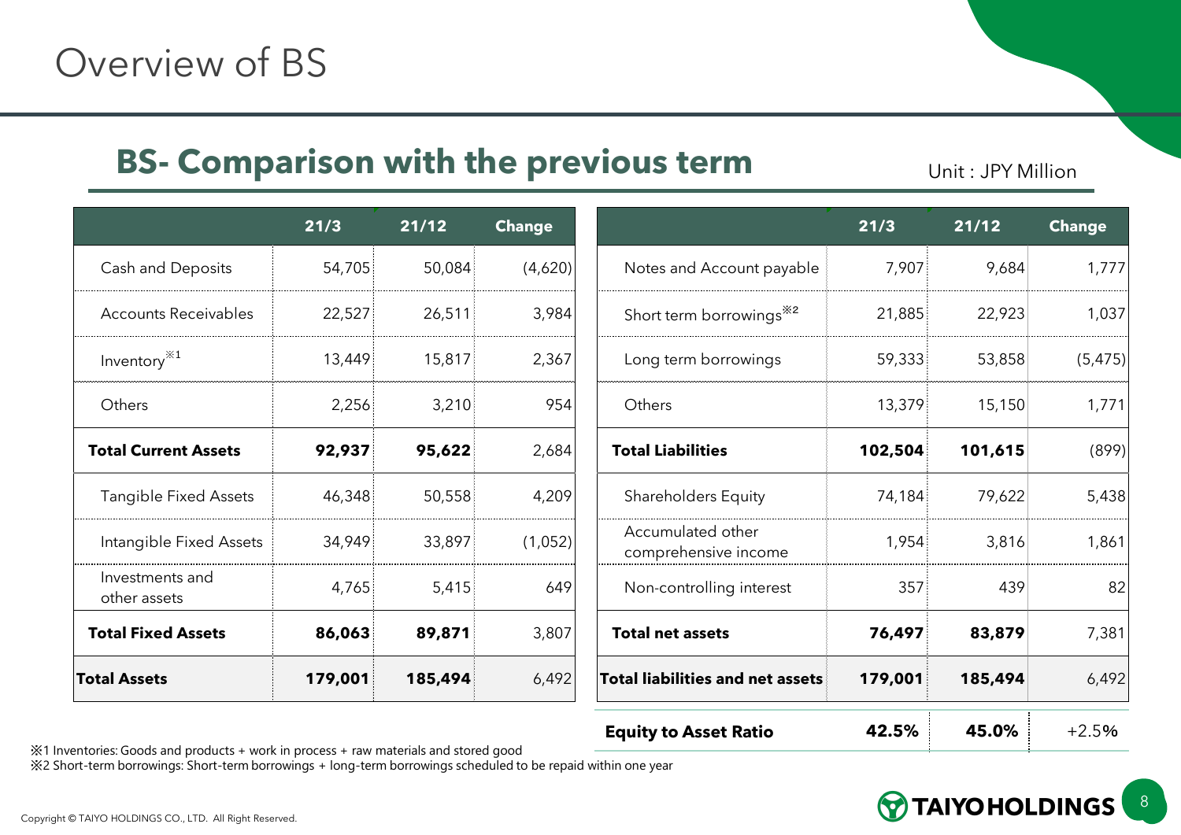# Overview of BS

## BS- Comparison with the previous term

Unit : JPY Million

| | 21/3 | 21/12 | Change |
|---|---|---|---|
| Cash and Deposits | 54,705 | 50,084 | (4,620) |
| Accounts Receivables | 22,527 | 26,511 | 3,984 |
| Inventory※1 | 13,449 | 15,817 | 2,367 |
| Others | 2,256 | 3,210 | 954 |
| **Total Current Assets** | **92,937** | **95,622** | 2,684 |
| Tangible Fixed Assets | 46,348 | 50,558 | 4,209 |
| Intangible Fixed Assets | 34,949 | 33,897 | (1,052) |
| Investments and other assets | 4,765 | 5,415 | 649 |
| **Total Fixed Assets** | **86,063** | **89,871** | 3,807 |
| **Total Assets** | **179,001** | **185,494** | 6,492 |

| | 21/3 | 21/12 | Change |
|---|---|---|---|
| Notes and Account payable | 7,907 | 9,684 | 1,777 |
| Short term borrowings※2 | 21,885 | 22,923 | 1,037 |
| Long term borrowings | 59,333 | 53,858 | (5,475) |
| Others | 13,379 | 15,150 | 1,771 |
| **Total Liabilities** | **102,504** | **101,615** | (899) |
| Shareholders Equity | 74,184 | 79,622 | 5,438 |
| Accumulated other comprehensive income | 1,954 | 3,816 | 1,861 |
| Non-controlling interest | 357 | 439 | 82 |
| **Total net assets** | **76,497** | **83,879** | 7,381 |
| **Total liabilities and net assets** | **179,001** | **185,494** | 6,492 |
| **Equity to Asset Ratio** | **42.5%** | **45.0%** | +2.5% |

※1 Inventories: Goods and products + work in process + raw materials and stored good
※2 Short-term borrowings: Short-term borrowings + long-term borrowings scheduled to be repaid within one year

Copyright © TAIYO HOLDINGS CO., LTD. All Right Reserved.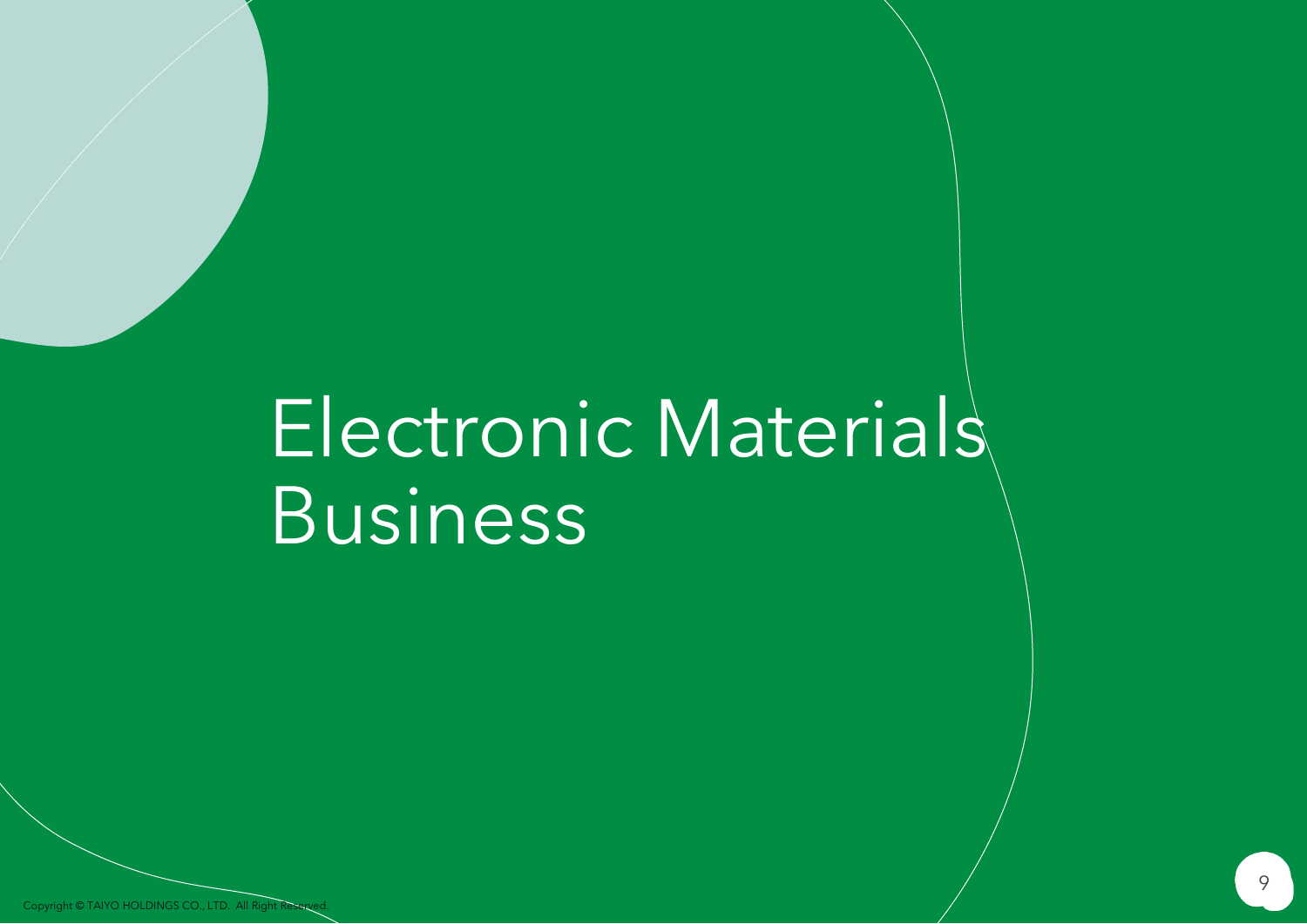# Electronic Materials Business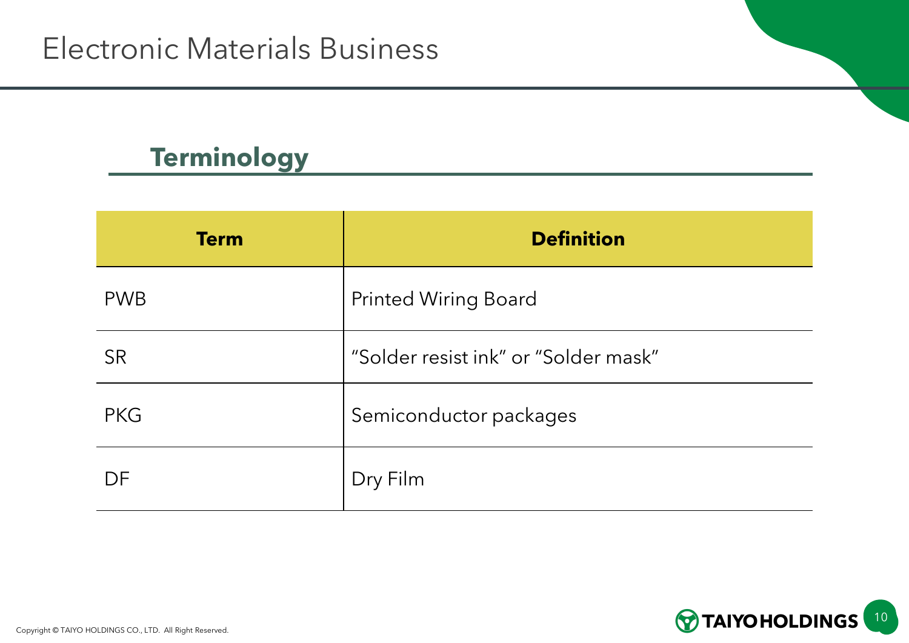# Electronic Materials Business

## Terminology

| Term | Definition |
|---|---|
| PWB | Printed Wiring Board |
| SR | “Solder resist ink” or “Solder mask” |
| PKG | Semiconductor packages |
| DF | Dry Film |

Copyright © TAIYO HOLDINGS CO., LTD. All Right Reserved.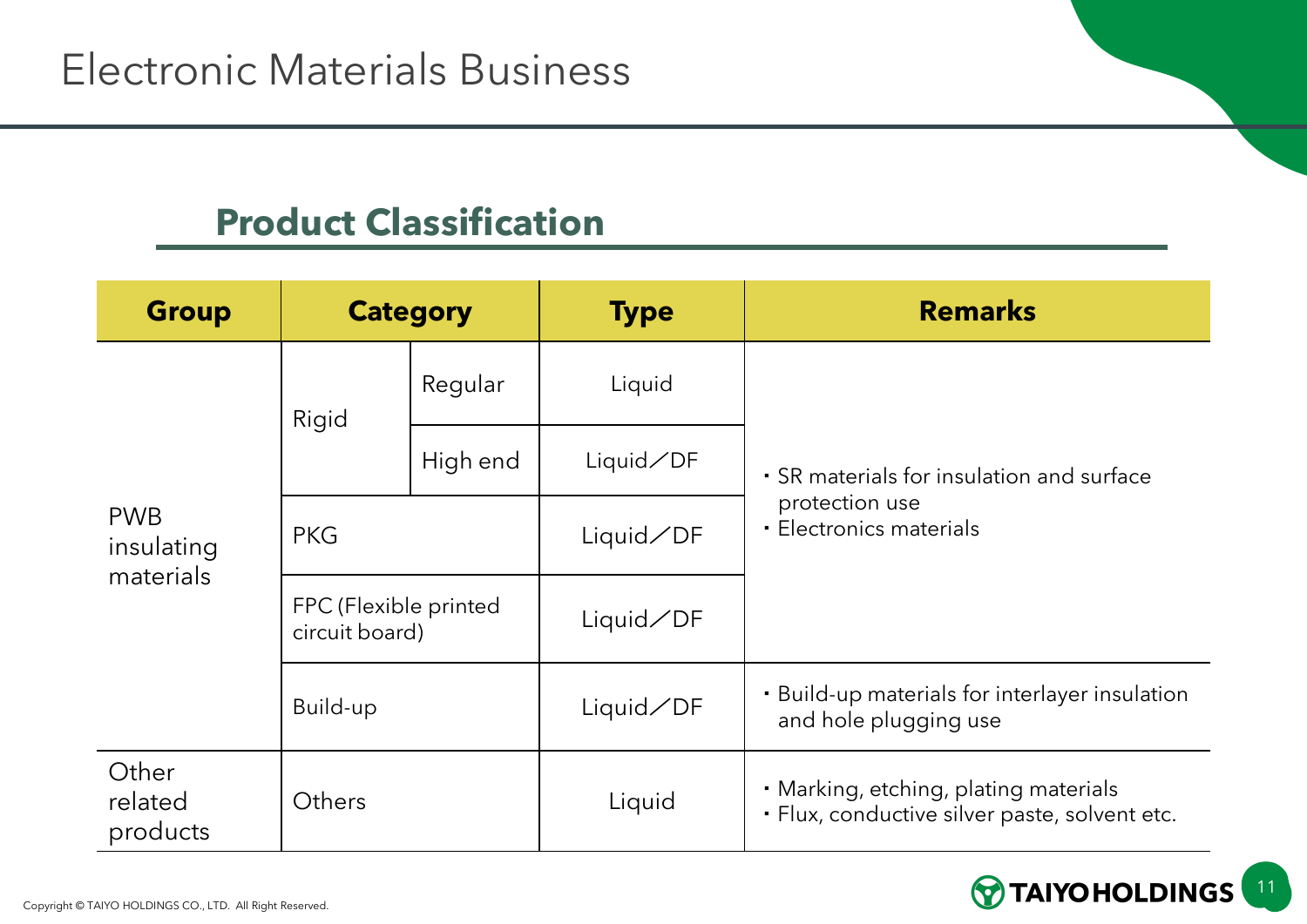# Electronic Materials Business

## Product Classification

| Group | Category | | Type | Remarks |
|---|---|---|---|---|
| PWB insulating materials | Rigid | Regular | Liquid | ・SR materials for insulation and surface protection use<br>・Electronics materials |
| | | High end | Liquid／DF | |
| | PKG | | Liquid／DF | |
| | FPC (Flexible printed circuit board) | | Liquid／DF | |
| | Build-up | | Liquid／DF | ・Build-up materials for interlayer insulation and hole plugging use |
| Other related products | Others | | Liquid | ・Marking, etching, plating materials<br>・Flux, conductive silver paste, solvent etc. |

Copyright © TAIYO HOLDINGS CO., LTD. All Right Reserved.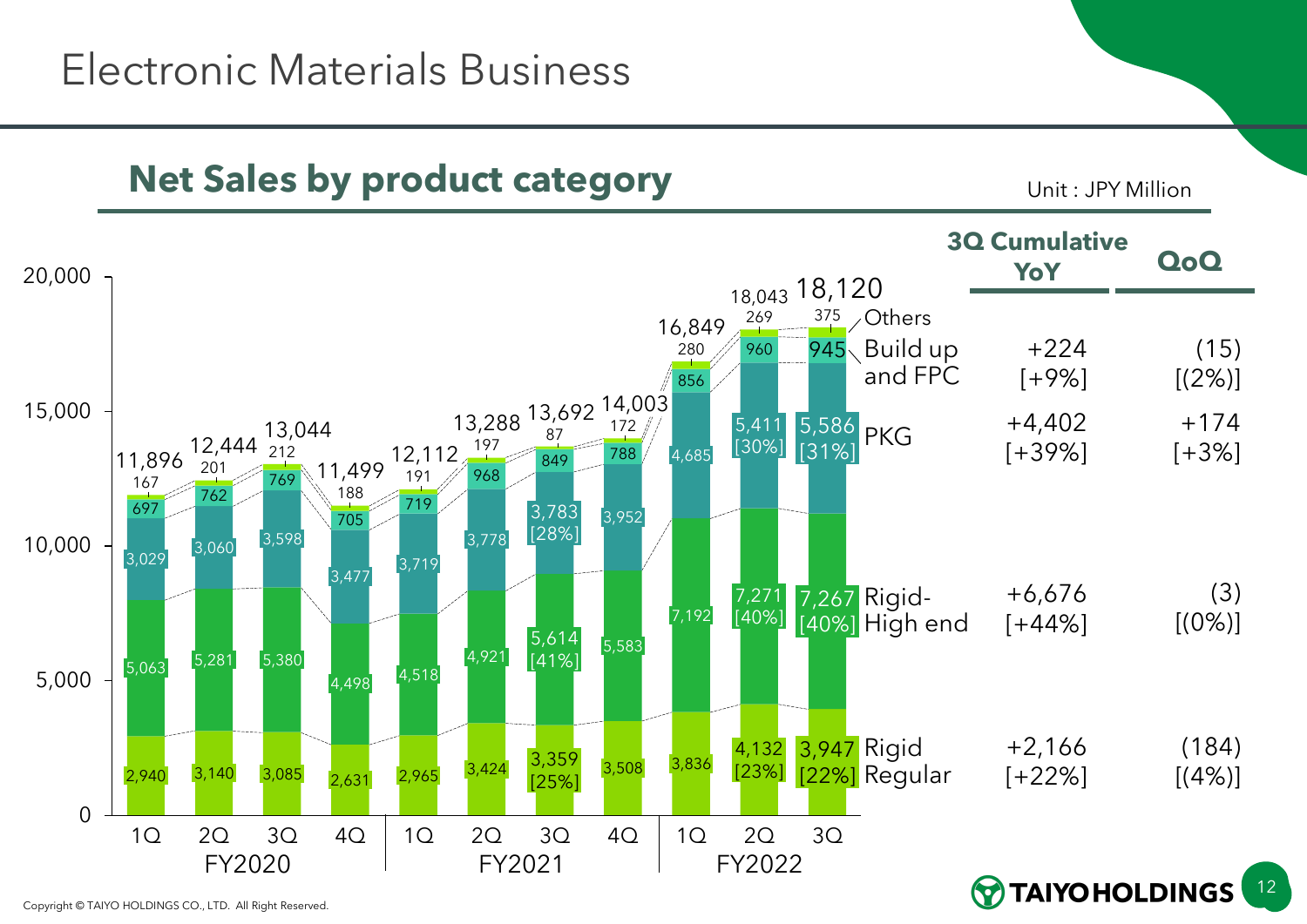# Electronic Materials Business

## Net Sales by product category

Unit : JPY Million

| | FY2020 1Q | FY2020 2Q | FY2020 3Q | FY2020 4Q | FY2021 1Q | FY2021 2Q | FY2021 3Q | FY2021 4Q | FY2022 1Q | FY2022 2Q | FY2022 3Q | 3Q Cumulative YoY | QoQ |
|---|---|---|---|---|---|---|---|---|---|---|---|---|---|
| Others | 167 | 201 | 212 | 188 | 191 | 197 | 87 | 172 | 280 | 269 | 375 | | |
| Build up and FPC | 697 | 762 | 769 | 705 | 719 | 968 | 849 | 788 | 856 | 960 | 945 | +224 [+9%] | (15) [(2%)] |
| PKG | 3,029 | 3,060 | 3,598 | 3,477 | 3,719 | 3,778 | 3,783 [28%] | 3,952 | 4,685 | 5,411 [30%] | 5,586 [31%] | +4,402 [+39%] | +174 [+3%] |
| Rigid-High end | 5,063 | 5,281 | 5,380 | 4,498 | 4,518 | 4,921 | 5,614 [41%] | 5,583 | 7,192 | 7,271 [40%] | 7,267 [40%] | +6,676 [+44%] | (3) [(0%)] |
| Rigid Regular | 2,940 | 3,140 | 3,085 | 2,631 | 2,965 | 3,424 | 3,359 [25%] | 3,508 | 3,836 | 4,132 [23%] | 3,947 [22%] | +2,166 [+22%] | (184) [(4%)] |
| Total | 11,896 | 12,444 | 13,044 | 11,499 | 12,112 | 13,288 | 13,692 | 14,003 | 16,849 | 18,043 | 18,120 | | |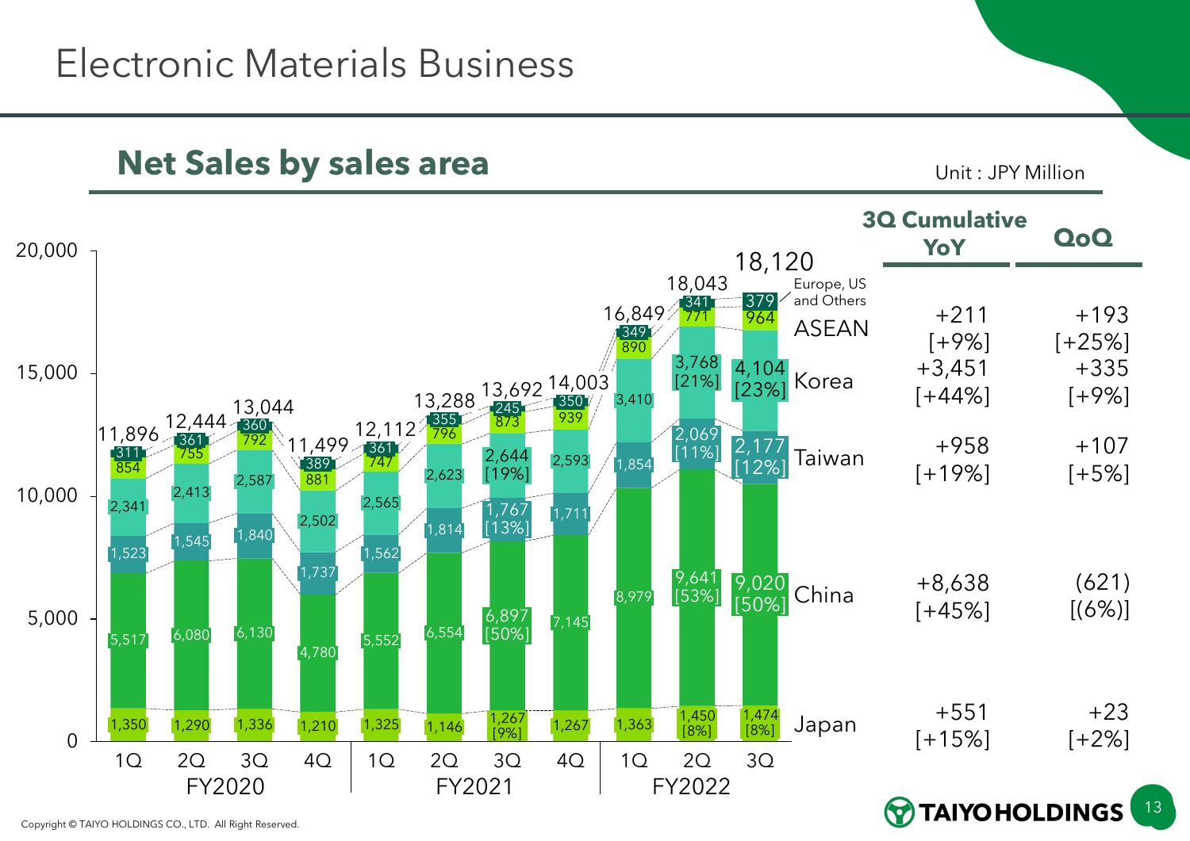# Electronic Materials Business

## Net Sales by sales area

Unit : JPY Million

| | FY2020 1Q | FY2020 2Q | FY2020 3Q | FY2020 4Q | FY2021 1Q | FY2021 2Q | FY2021 3Q | FY2021 4Q | FY2022 1Q | FY2022 2Q | FY2022 3Q | 3Q Cumulative YoY | QoQ |
|---|---|---|---|---|---|---|---|---|---|---|---|---|---|
| Europe, US and Others | 311 | 361 | 360 | 389 | 361 | 355 | 245 | 350 | 349 | 341 | 379 | | |
| ASEAN | 854 | 755 | 792 | 881 | 747 | 796 | 873 | 939 | 890 | 771 | 964 | +211 [+9%] | +193 [+25%] |
| Korea | 2,341 | 2,413 | 2,587 | 2,502 | 2,565 | 2,623 | 2,644 [19%] | 2,593 | 3,410 | 3,768 [21%] | 4,104 [23%] | +3,451 [+44%] | +335 [+9%] |
| Taiwan | 1,523 | 1,545 | 1,840 | 1,737 | 1,562 | 1,814 | 1,767 [13%] | 1,711 | 1,854 | 2,069 [11%] | 2,177 [12%] | +958 [+19%] | +107 [+5%] |
| China | 5,517 | 6,080 | 6,130 | 4,780 | 5,552 | 6,554 | 6,897 [50%] | 7,145 | 8,979 | 9,641 [53%] | 9,020 [50%] | +8,638 [+45%] | (621) [(6%)] |
| Japan | 1,350 | 1,290 | 1,336 | 1,210 | 1,325 | 1,146 | 1,267 [9%] | 1,267 | 1,363 | 1,450 [8%] | 1,474 [8%] | +551 [+15%] | +23 [+2%] |
| Total | 11,896 | 12,444 | 13,044 | 11,499 | 12,112 | 13,288 | 13,692 | 14,003 | 16,849 | 18,043 | 18,120 | | |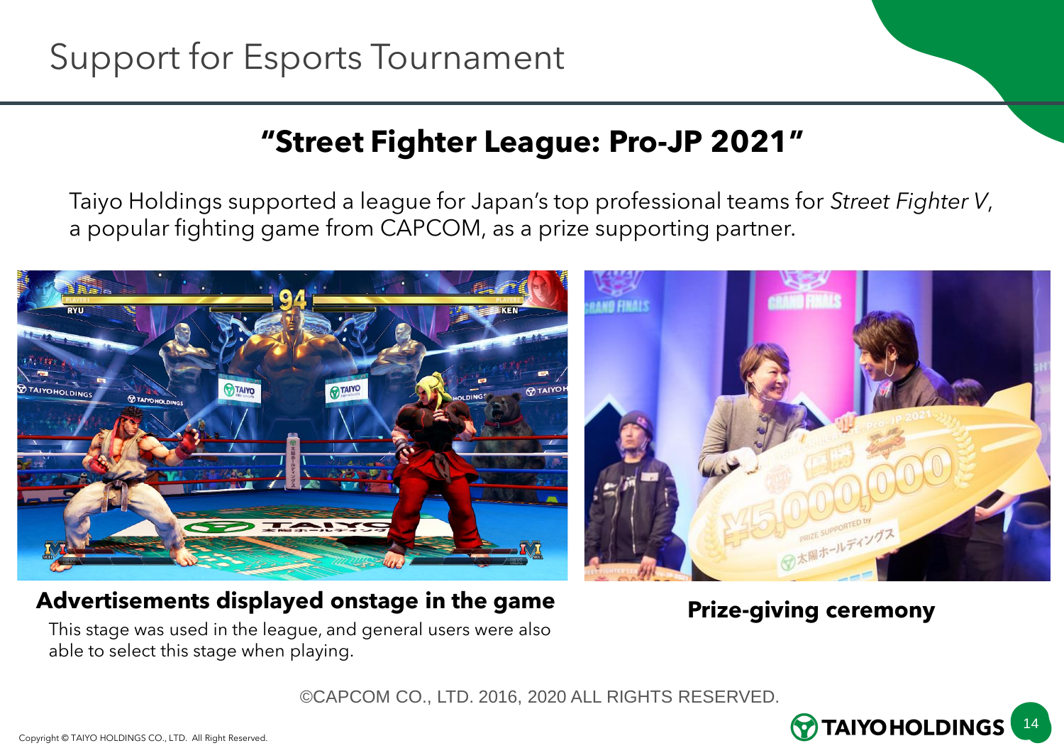# Support for Esports Tournament

## "Street Fighter League: Pro-JP 2021"

Taiyo Holdings supported a league for Japan's top professional teams for *Street Fighter V*, a popular fighting game from CAPCOM, as a prize supporting partner.

**Advertisements displayed onstage in the game**

This stage was used in the league, and general users were also able to select this stage when playing.

**Prize-giving ceremony**

©CAPCOM CO., LTD. 2016, 2020 ALL RIGHTS RESERVED.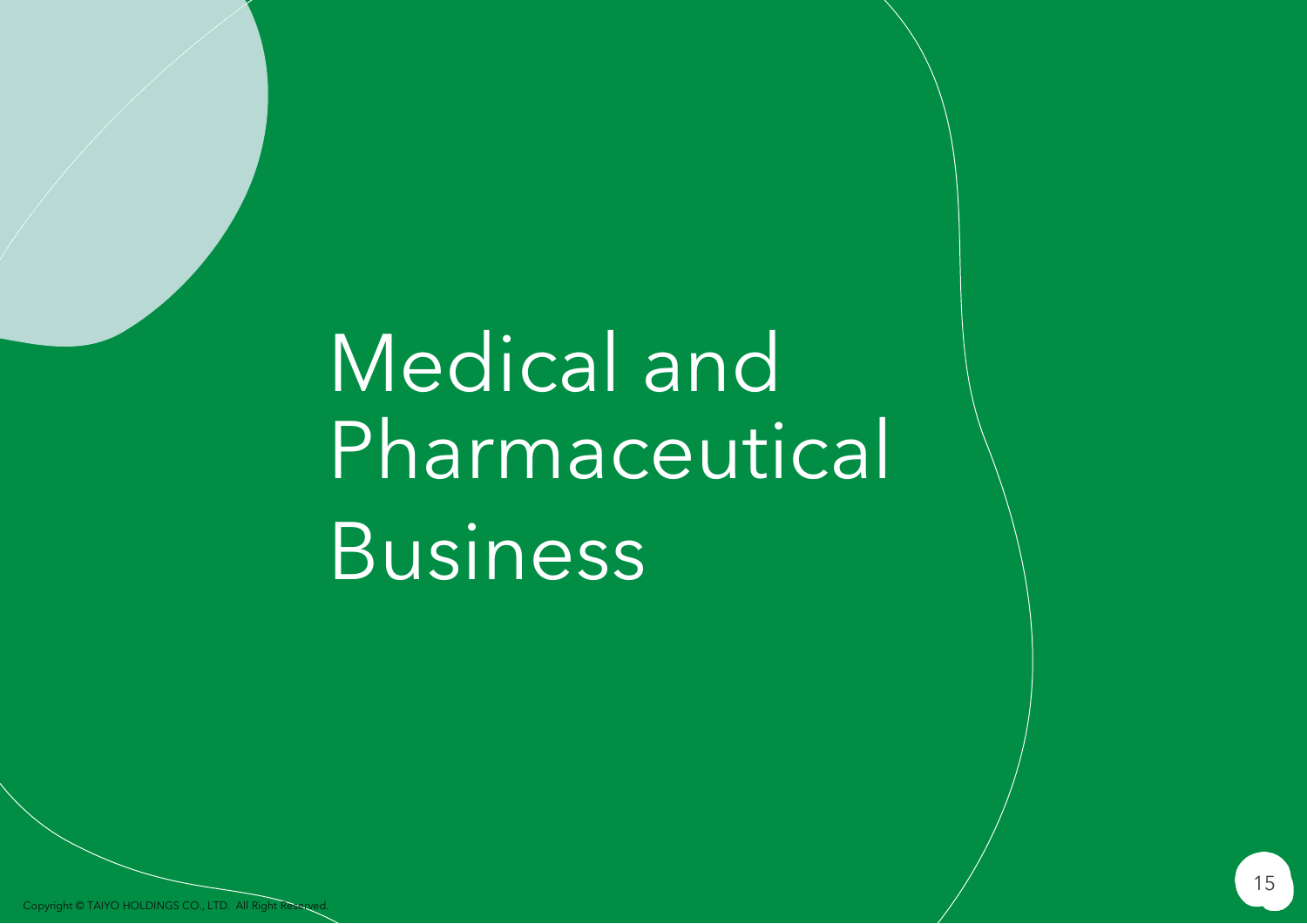# Medical and Pharmaceutical Business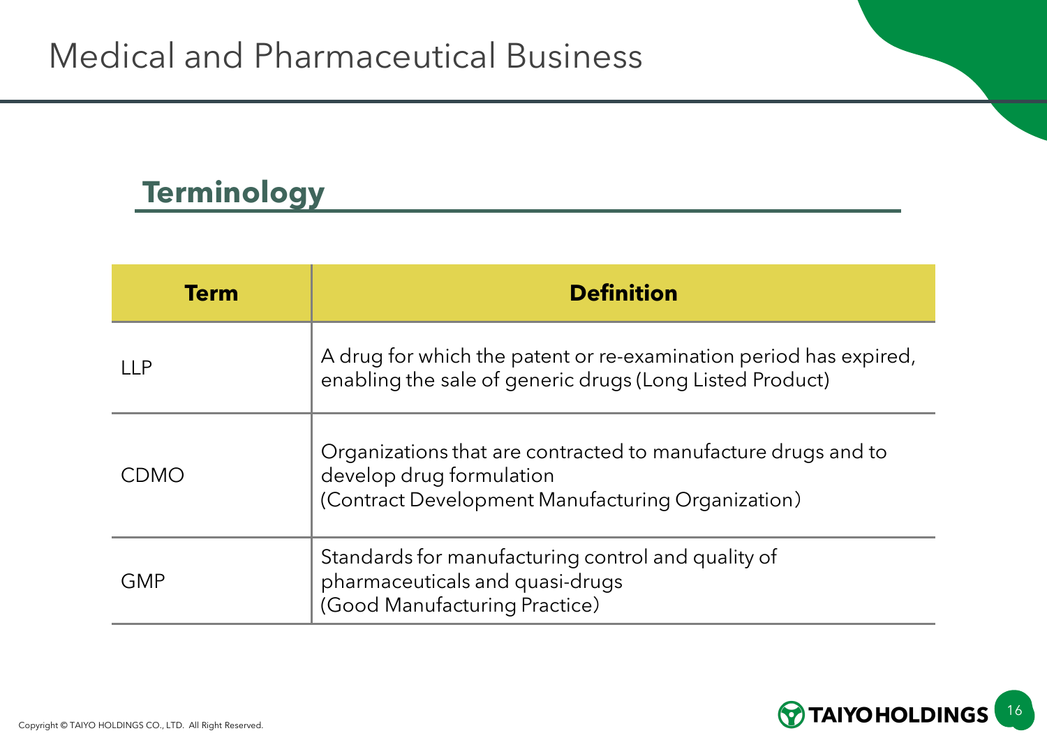# Medical and Pharmaceutical Business

## Terminology

| Term | Definition |
|---|---|
| LLP | A drug for which the patent or re-examination period has expired, enabling the sale of generic drugs (Long Listed Product) |
| CDMO | Organizations that are contracted to manufacture drugs and to develop drug formulation (Contract Development Manufacturing Organization) |
| GMP | Standards for manufacturing control and quality of pharmaceuticals and quasi-drugs (Good Manufacturing Practice) |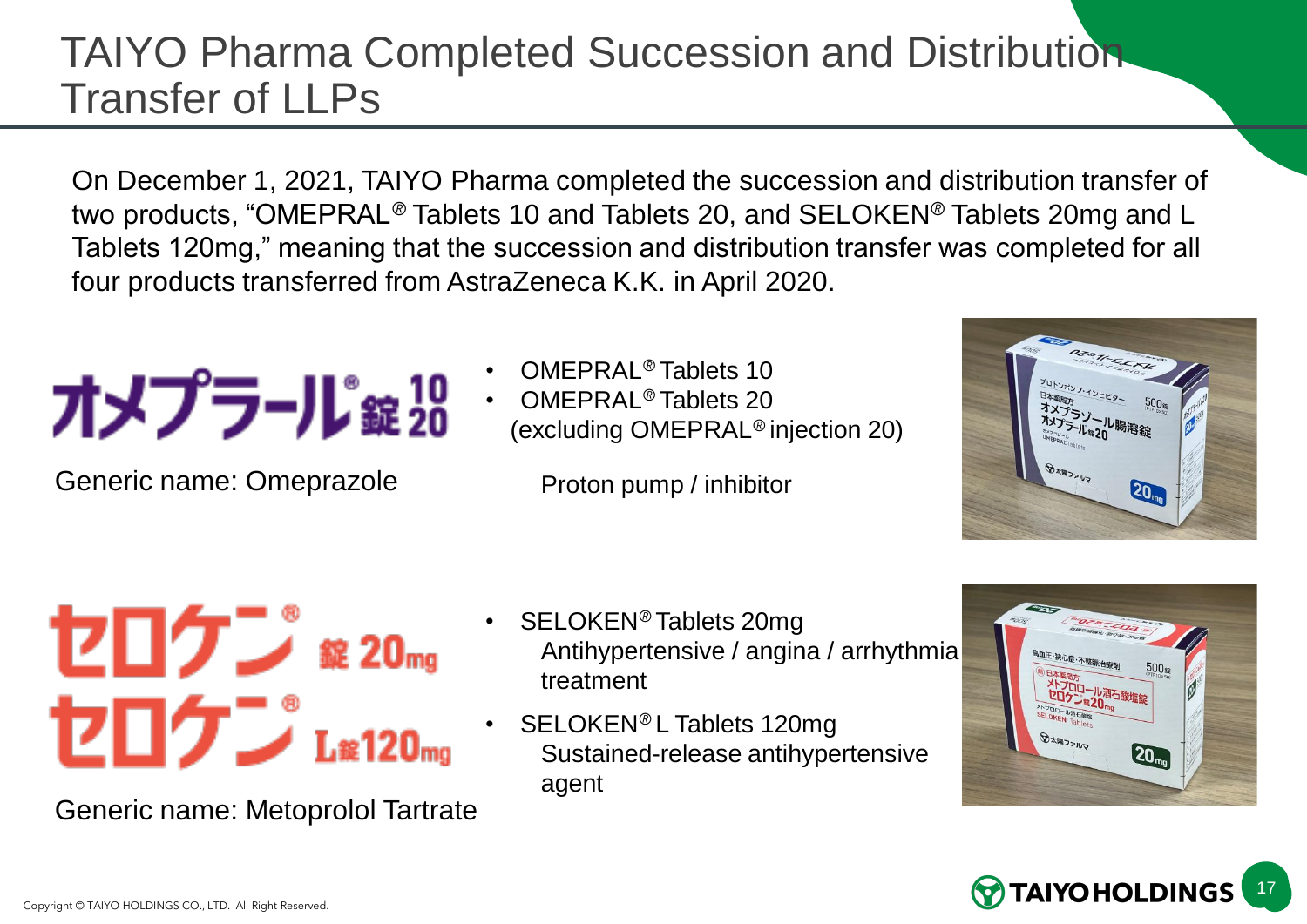# TAIYO Pharma Completed Succession and Distribution Transfer of LLPs

On December 1, 2021, TAIYO Pharma completed the succession and distribution transfer of two products, "OMEPRAL® Tablets 10 and Tablets 20, and SELOKEN® Tablets 20mg and L Tablets 120mg," meaning that the succession and distribution transfer was completed for all four products transferred from AstraZeneca K.K. in April 2020.

オメプラール®錠10 20

Generic name: Omeprazole

- OMEPRAL® Tablets 10
- OMEPRAL® Tablets 20
  (excluding OMEPRAL® injection 20)

Proton pump / inhibitor

セロケン® 錠20mg
セロケン® L錠120mg

Generic name: Metoprolol Tartrate

- SELOKEN® Tablets 20mg
  Antihypertensive / angina / arrhythmia treatment
- SELOKEN® L Tablets 120mg
  Sustained-release antihypertensive agent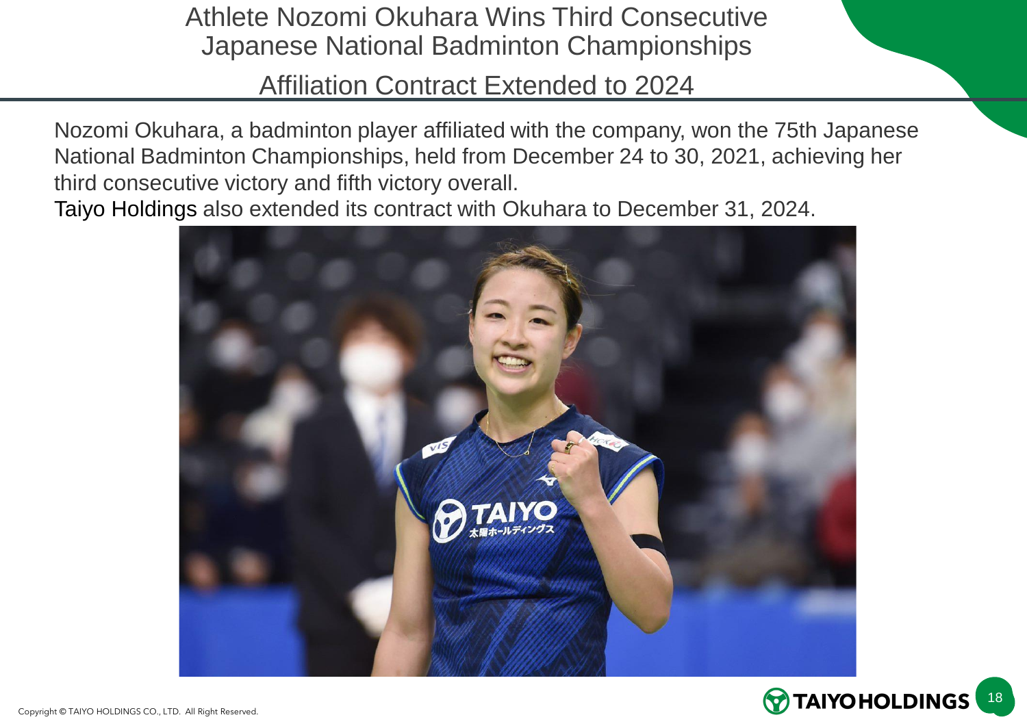# Athlete Nozomi Okuhara Wins Third Consecutive Japanese National Badminton Championships

## Affiliation Contract Extended to 2024

Nozomi Okuhara, a badminton player affiliated with the company, won the 75th Japanese National Badminton Championships, held from December 24 to 30, 2021, achieving her third consecutive victory and fifth victory overall.

Taiyo Holdings also extended its contract with Okuhara to December 31, 2024.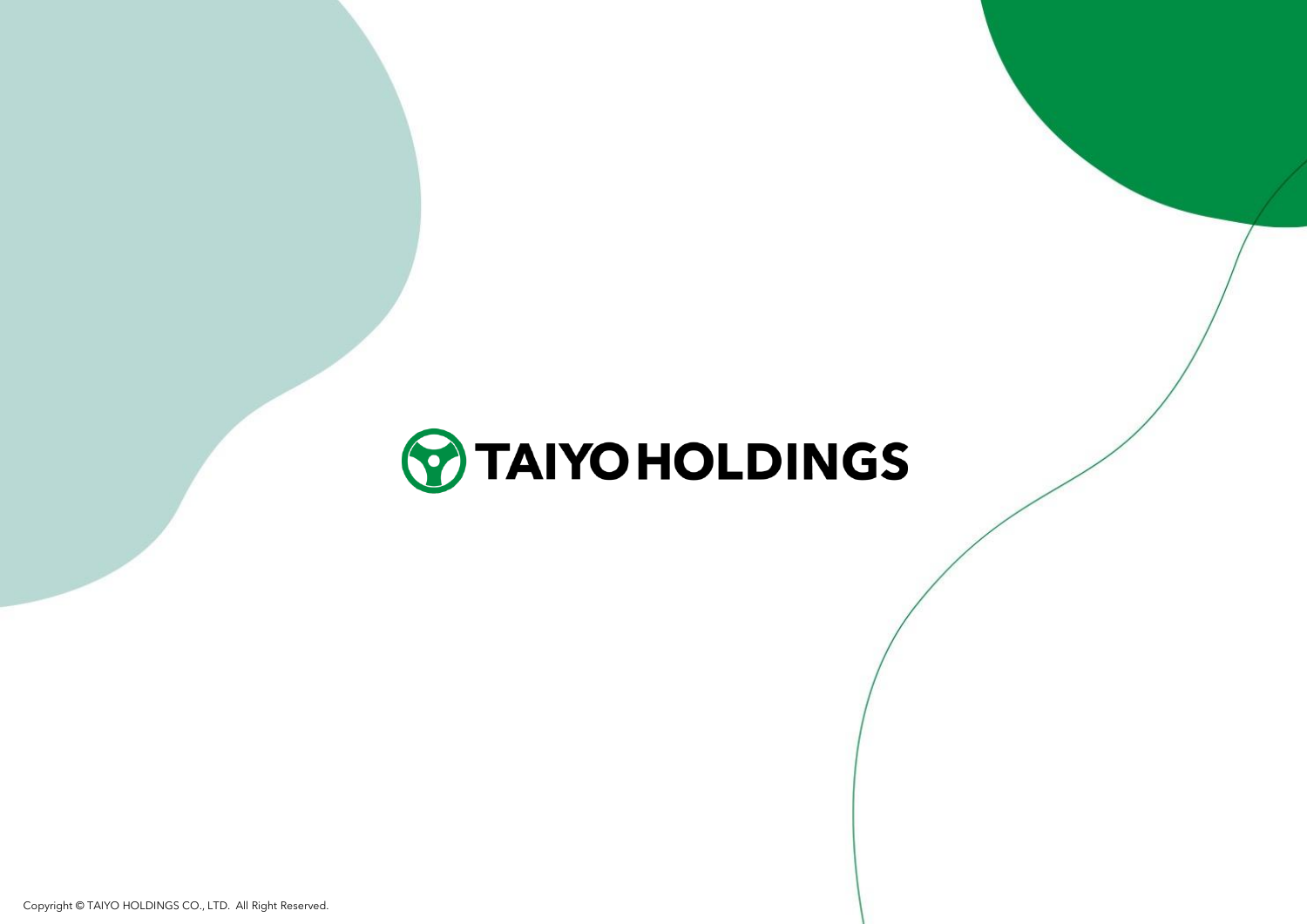TAIYO HOLDINGS

Copyright © TAIYO HOLDINGS CO., LTD. All Right Reserved.